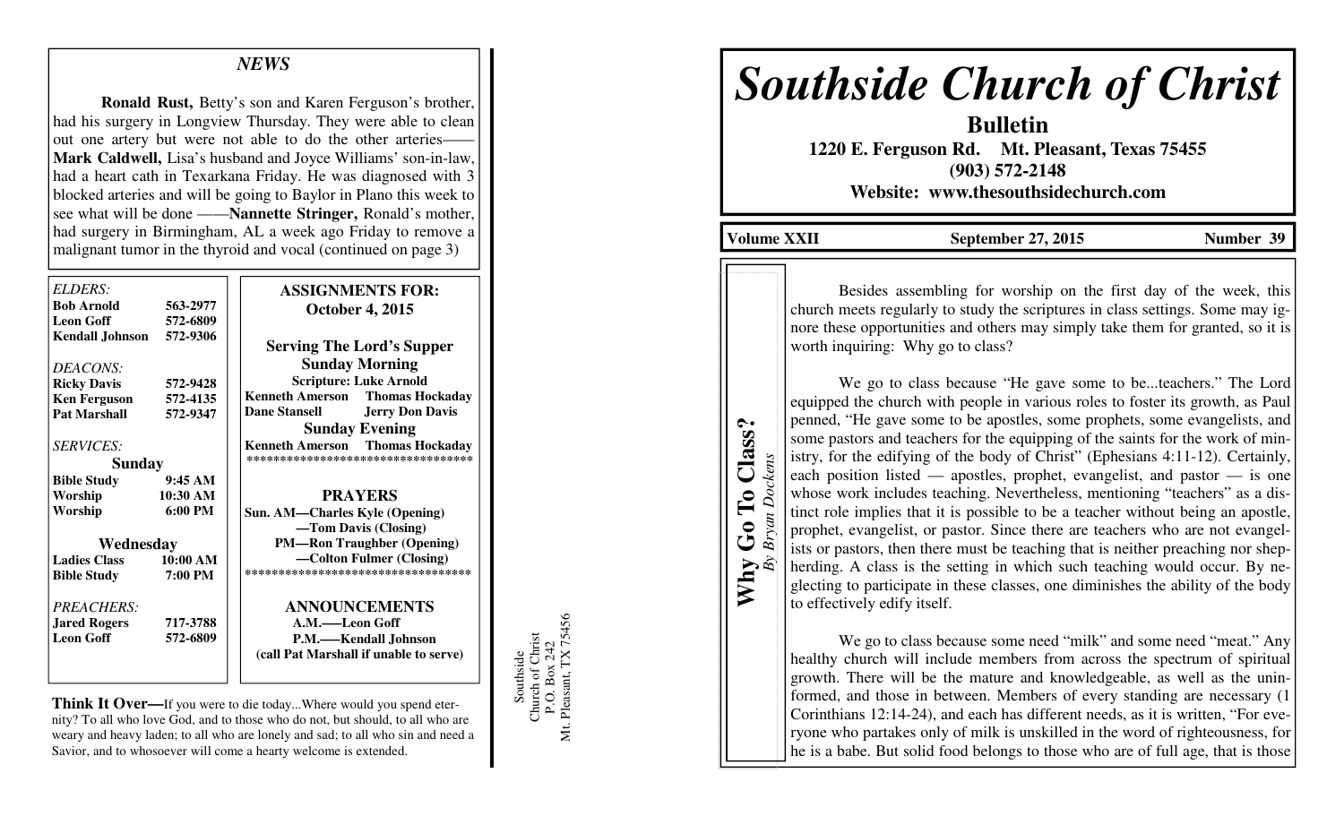## NEWS

**Ronald Rust,** Betty's son and Karen Ferguson's brother, had his surgery in Longview Thursday. They were able to clean out one artery but were not able to do the other arteries—— **Mark Caldwell,** Lisa's husband and Joyce Williams' son-in-law, had a heart cath in Texarkana Friday. He was diagnosed with 3 blocked arteries and will be going to Baylor in Plano this week to see what will be done ——**Nannette Stringer,** Ronald's mother, had surgery in Birmingham, AL a week ago Friday to remove a malignant tumor in the thyroid and vocal (continued on page 3)

*ELDERS:*

| | |
|---|---|
| **Bob Arnold** | **563-2977** |
| **Leon Goff** | **572-6809** |
| **Kendall Johnson** | **572-9306** |

*DEACONS:*

| | |
|---|---|
| **Ricky Davis** | **572-9428** |
| **Ken Ferguson** | **572-4135** |
| **Pat Marshall** | **572-9347** |

*SERVICES:*

**Sunday**

| | |
|---|---|
| **Bible Study** | **9:45 AM** |
| **Worship** | **10:30 AM** |
| **Worship** | **6:00 PM** |

**Wednesday**

| | |
|---|---|
| **Ladies Class** | **10:00 AM** |
| **Bible Study** | **7:00 PM** |

*PREACHERS:*

| | |
|---|---|
| **Jared Rogers** | **717-3788** |
| **Leon Goff** | **572-6809** |

**ASSIGNMENTS FOR: October 4, 2015**

**Serving The Lord's Supper**

**Sunday Morning**

**Scripture: Luke Arnold**

**Kenneth Amerson Thomas Hockaday**
**Dane Stansell Jerry Don Davis**

**Sunday Evening**

**Kenneth Amerson Thomas Hockaday**

**PRAYERS**

**Sun. AM—Charles Kyle (Opening)**
**—Tom Davis (Closing)**
**PM—Ron Traughber (Opening)**
**—Colton Fulmer (Closing)**

**ANNOUNCEMENTS**

**A.M.—Leon Goff**
**P.M.—Kendall Johnson**
**(call Pat Marshall if unable to serve)**

**Think It Over—**If you were to die today...Where would you spend eternity? To all who love God, and to those who do not, but should, to all who are weary and heavy laden; to all who are lonely and sad; to all who sin and need a Savior, and to whosoever will come a hearty welcome is extended.

Southside
Church of Christ
P.O. Box 242
Mt. Pleasant, TX 75456

# *Southside Church of Christ*

**Bulletin**

**1220 E. Ferguson Rd. Mt. Pleasant, Texas 75455**
**(903) 572-2148**
**Website: www.thesouthsidechurch.com**

**Volume XXII September 27, 2015 Number 39**

## Why Go To Class?

*By Bryan Dockens*

Besides assembling for worship on the first day of the week, this church meets regularly to study the scriptures in class settings. Some may ignore these opportunities and others may simply take them for granted, so it is worth inquiring: Why go to class?

We go to class because "He gave some to be...teachers." The Lord equipped the church with people in various roles to foster its growth, as Paul penned, "He gave some to be apostles, some prophets, some evangelists, and some pastors and teachers for the equipping of the saints for the work of ministry, for the edifying of the body of Christ" (Ephesians 4:11-12). Certainly, each position listed — apostles, prophet, evangelist, and pastor — is one whose work includes teaching. Nevertheless, mentioning "teachers" as a distinct role implies that it is possible to be a teacher without being an apostle, prophet, evangelist, or pastor. Since there are teachers who are not evangelists or pastors, then there must be teaching that is neither preaching nor shepherding. A class is the setting in which such teaching would occur. By neglecting to participate in these classes, one diminishes the ability of the body to effectively edify itself.

We go to class because some need "milk" and some need "meat." Any healthy church will include members from across the spectrum of spiritual growth. There will be the mature and knowledgeable, as well as the uninformed, and those in between. Members of every standing are necessary (1 Corinthians 12:14-24), and each has different needs, as it is written, "For everyone who partakes only of milk is unskilled in the word of righteousness, for he is a babe. But solid food belongs to those who are of full age, that is those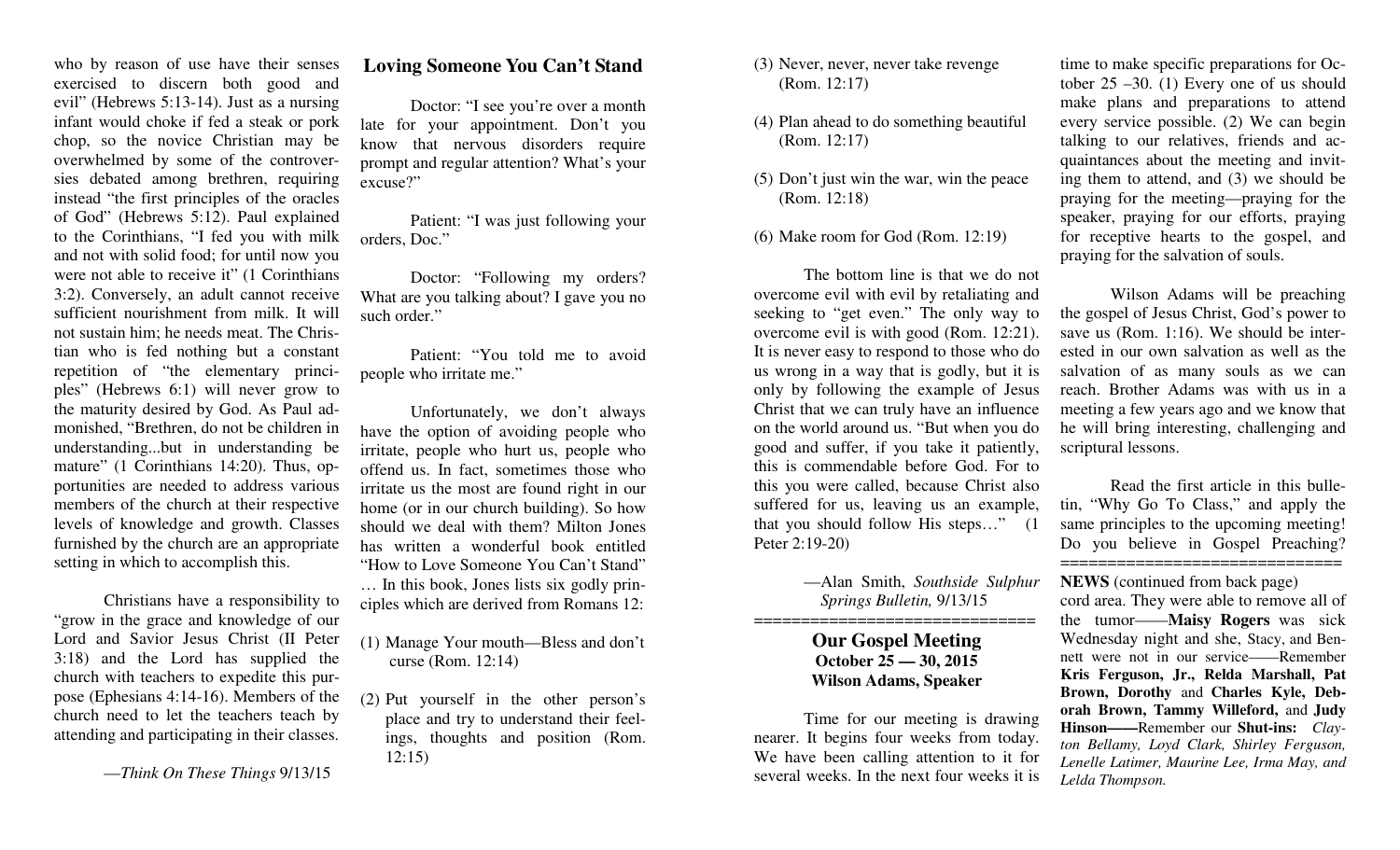who by reason of use have their senses exercised to discern both good and evil" (Hebrews 5:13-14). Just as a nursing infant would choke if fed a steak or pork chop, so the novice Christian may be overwhelmed by some of the controversies debated among brethren, requiring instead "the first principles of the oracles of God" (Hebrews 5:12). Paul explained to the Corinthians, "I fed you with milk and not with solid food; for until now you were not able to receive it" (1 Corinthians 3:2). Conversely, an adult cannot receive sufficient nourishment from milk. It will not sustain him; he needs meat. The Christian who is fed nothing but a constant repetition of "the elementary principles" (Hebrews 6:1) will never grow to the maturity desired by God. As Paul admonished, "Brethren, do not be children in understanding...but in understanding be mature" (1 Corinthians 14:20). Thus, opportunities are needed to address various members of the church at their respective levels of knowledge and growth. Classes furnished by the church are an appropriate setting in which to accomplish this.

Christians have a responsibility to "grow in the grace and knowledge of our Lord and Savior Jesus Christ (II Peter 3:18) and the Lord has supplied the church with teachers to expedite this purpose (Ephesians 4:14-16). Members of the church need to let the teachers teach by attending and participating in their classes.

—*Think On These Things* 9/13/15

## Loving Someone You Can't Stand

Doctor: "I see you're over a month late for your appointment. Don't you know that nervous disorders require prompt and regular attention? What's your excuse?"

Patient: "I was just following your orders, Doc."

Doctor: "Following my orders? What are you talking about? I gave you no such order."

Patient: "You told me to avoid people who irritate me."

Unfortunately, we don't always have the option of avoiding people who irritate, people who hurt us, people who offend us. In fact, sometimes those who irritate us the most are found right in our home (or in our church building). So how should we deal with them? Milton Jones has written a wonderful book entitled "How to Love Someone You Can't Stand" … In this book, Jones lists six godly principles which are derived from Romans 12:

(1) Manage Your mouth—Bless and don't curse (Rom. 12:14)

(2) Put yourself in the other person's place and try to understand their feelings, thoughts and position (Rom. 12:15)

(3) Never, never, never take revenge (Rom. 12:17)

(4) Plan ahead to do something beautiful (Rom. 12:17)

(5) Don't just win the war, win the peace (Rom. 12:18)

(6) Make room for God (Rom. 12:19)

The bottom line is that we do not overcome evil with evil by retaliating and seeking to "get even." The only way to overcome evil is with good (Rom. 12:21). It is never easy to respond to those who do us wrong in a way that is godly, but it is only by following the example of Jesus Christ that we can truly have an influence on the world around us. "But when you do good and suffer, if you take it patiently, this is commendable before God. For to this you were called, because Christ also suffered for us, leaving us an example, that you should follow His steps…" (1 Peter 2:19-20)

—Alan Smith, *Southside Sulphur Springs Bulletin,* 9/13/15

==============================

## Our Gospel Meeting
**October 25 — 30, 2015**
**Wilson Adams, Speaker**

Time for our meeting is drawing nearer. It begins four weeks from today. We have been calling attention to it for several weeks. In the next four weeks it is time to make specific preparations for October 25 –30. (1) Every one of us should make plans and preparations to attend every service possible. (2) We can begin talking to our relatives, friends and acquaintances about the meeting and inviting them to attend, and (3) we should be praying for the meeting—praying for the speaker, praying for our efforts, praying for receptive hearts to the gospel, and praying for the salvation of souls.

Wilson Adams will be preaching the gospel of Jesus Christ, God's power to save us (Rom. 1:16). We should be interested in our own salvation as well as the salvation of as many souls as we can reach. Brother Adams was with us in a meeting a few years ago and we know that he will bring interesting, challenging and scriptural lessons.

Read the first article in this bulletin, "Why Go To Class," and apply the same principles to the upcoming meeting! Do you believe in Gospel Preaching?

==============================

**NEWS** (continued from back page) cord area. They were able to remove all of the tumor——**Maisy Rogers** was sick Wednesday night and she, Stacy, and Bennett were not in our service——Remember **Kris Ferguson, Jr., Relda Marshall, Pat Brown, Dorothy** and **Charles Kyle, Deborah Brown, Tammy Willeford,** and **Judy Hinson——**Remember our **Shut-ins:** *Clayton Bellamy, Loyd Clark, Shirley Ferguson, Lenelle Latimer, Maurine Lee, Irma May, and Lelda Thompson.*